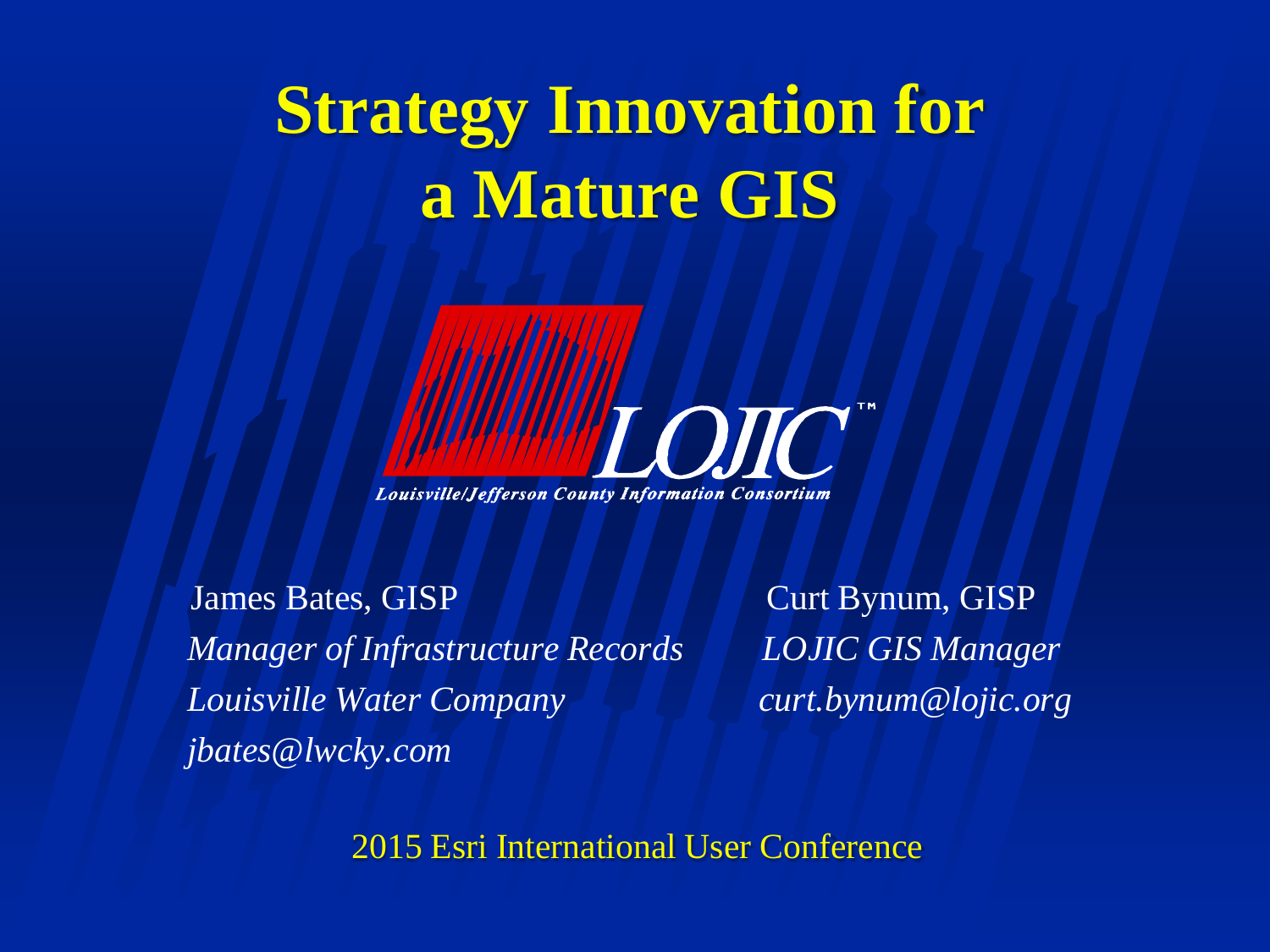# Strategy Innovation for a Mature GIS

LOJIC™

*Louisville/Jefferson County Information Consortium*

James Bates, GISP
*Manager of Infrastructure Records*
*Louisville Water Company*
*jbates@lwcky.com*

Curt Bynum, GISP
*LOJIC GIS Manager*
*curt.bynum@lojic.org*

2015 Esri International User Conference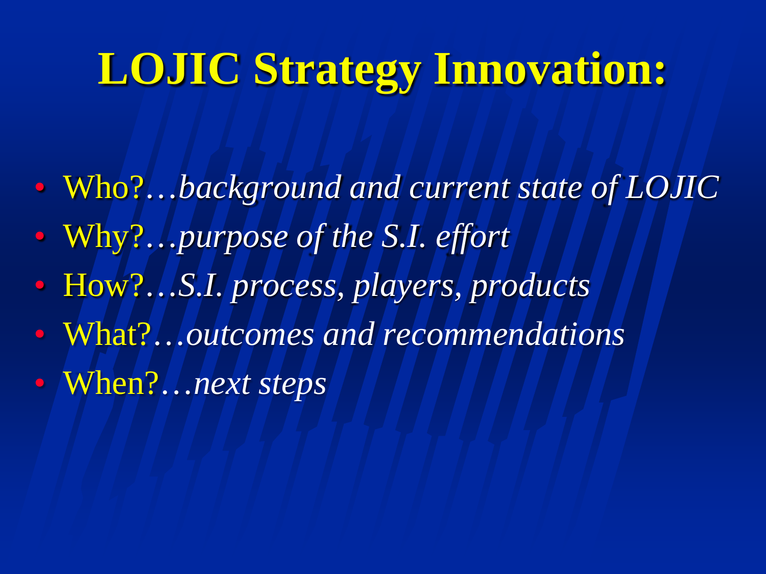# LOJIC Strategy Innovation:

- Who?…*background and current state of LOJIC*
- Why?…*purpose of the S.I. effort*
- How?…*S.I. process, players, products*
- What?…*outcomes and recommendations*
- When?…*next steps*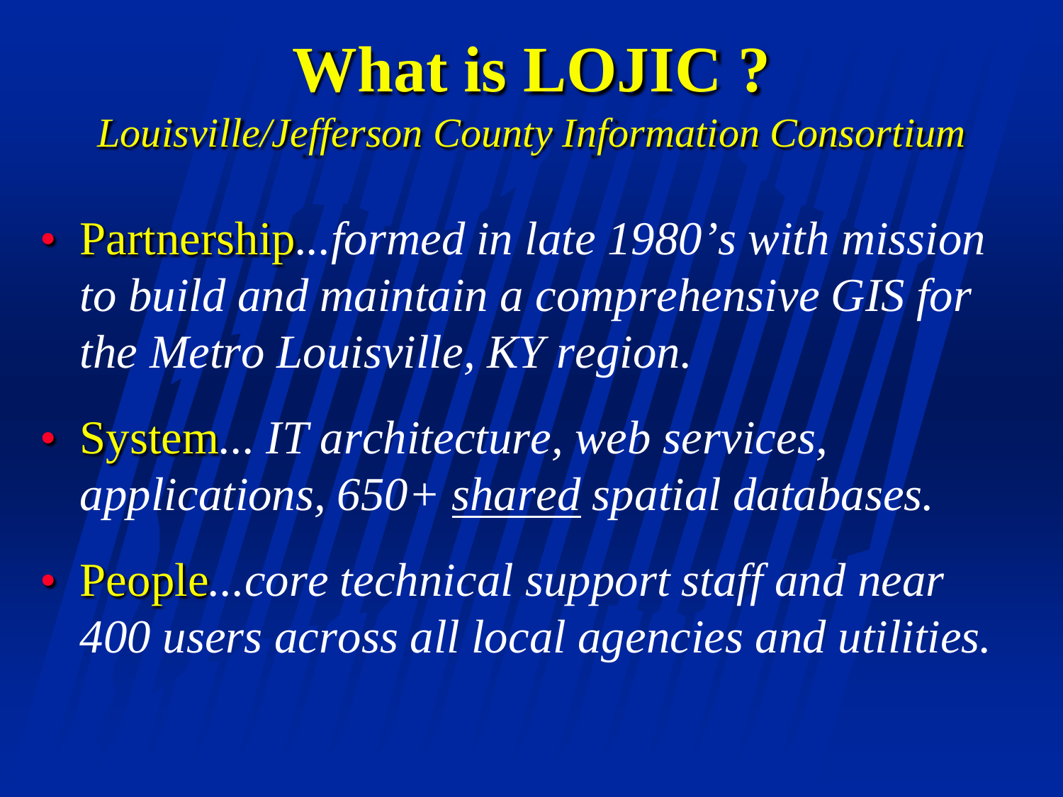# What is LOJIC ?

*Louisville/Jefferson County Information Consortium*

- Partnership...*formed in late 1980's with mission to build and maintain a comprehensive GIS for the Metro Louisville, KY region.*
- System... *IT architecture, web services, applications, 650+ shared spatial databases.*
- People...*core technical support staff and near 400 users across all local agencies and utilities.*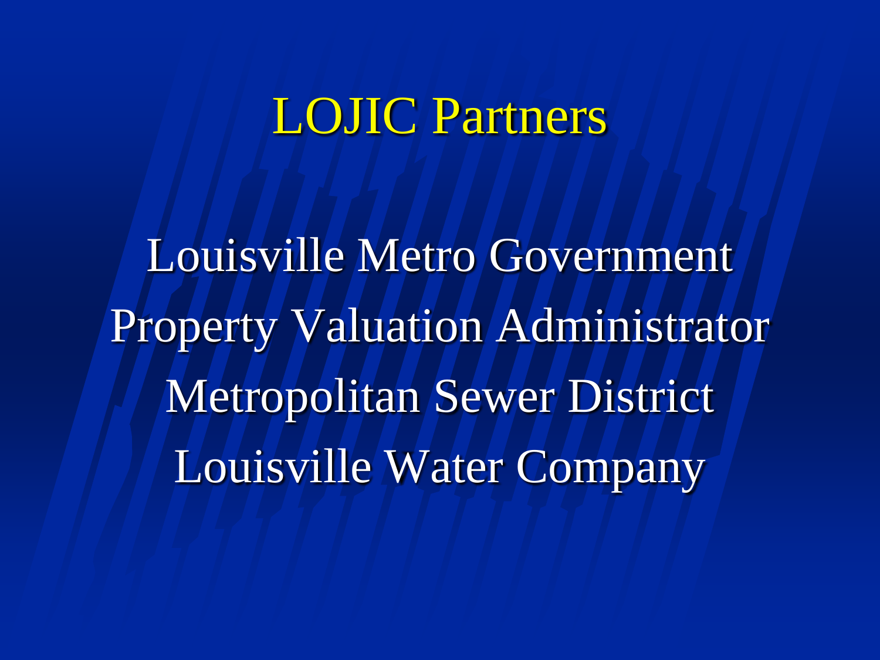# LOJIC Partners

Louisville Metro Government

Property Valuation Administrator

Metropolitan Sewer District

Louisville Water Company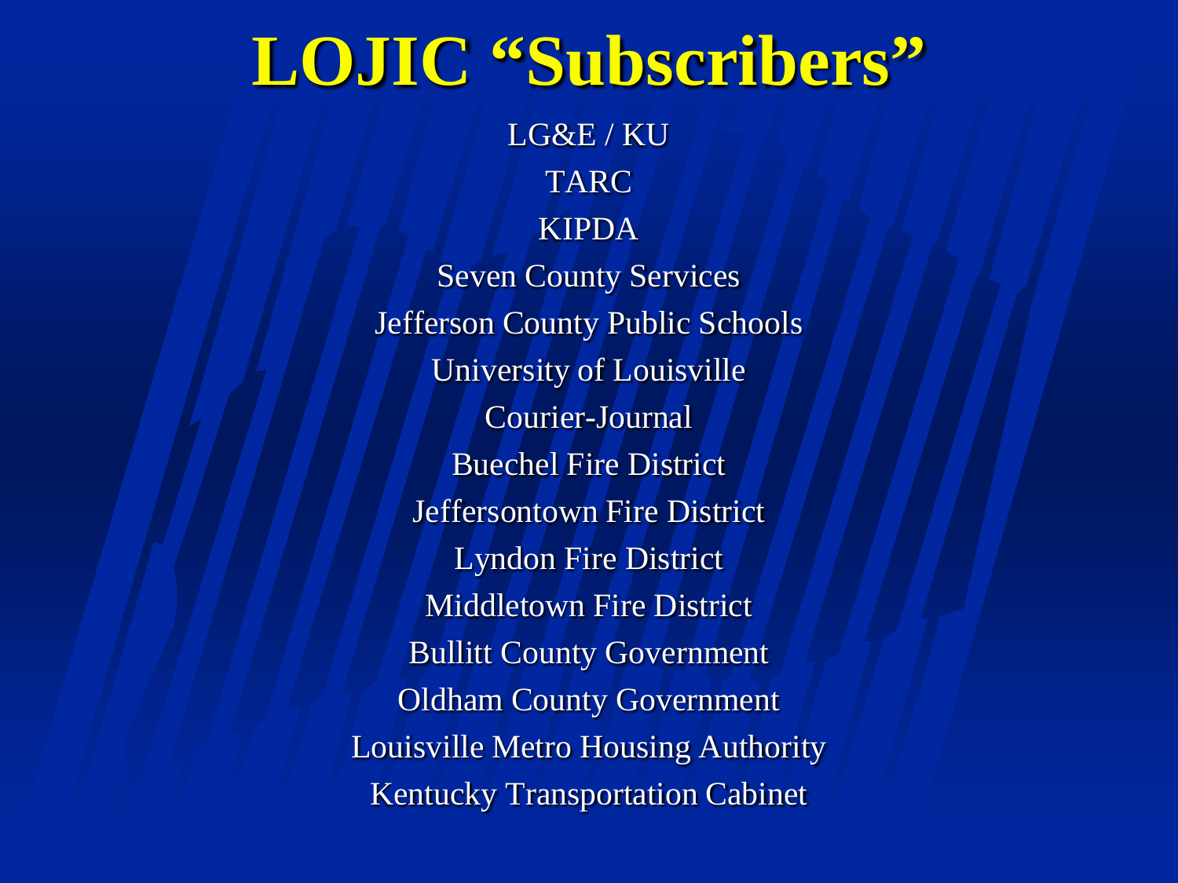# LOJIC "Subscribers"

LG&E / KU

TARC

KIPDA

Seven County Services

Jefferson County Public Schools

University of Louisville

Courier-Journal

Buechel Fire District

Jeffersontown Fire District

Lyndon Fire District

Middletown Fire District

Bullitt County Government

Oldham County Government

Louisville Metro Housing Authority

Kentucky Transportation Cabinet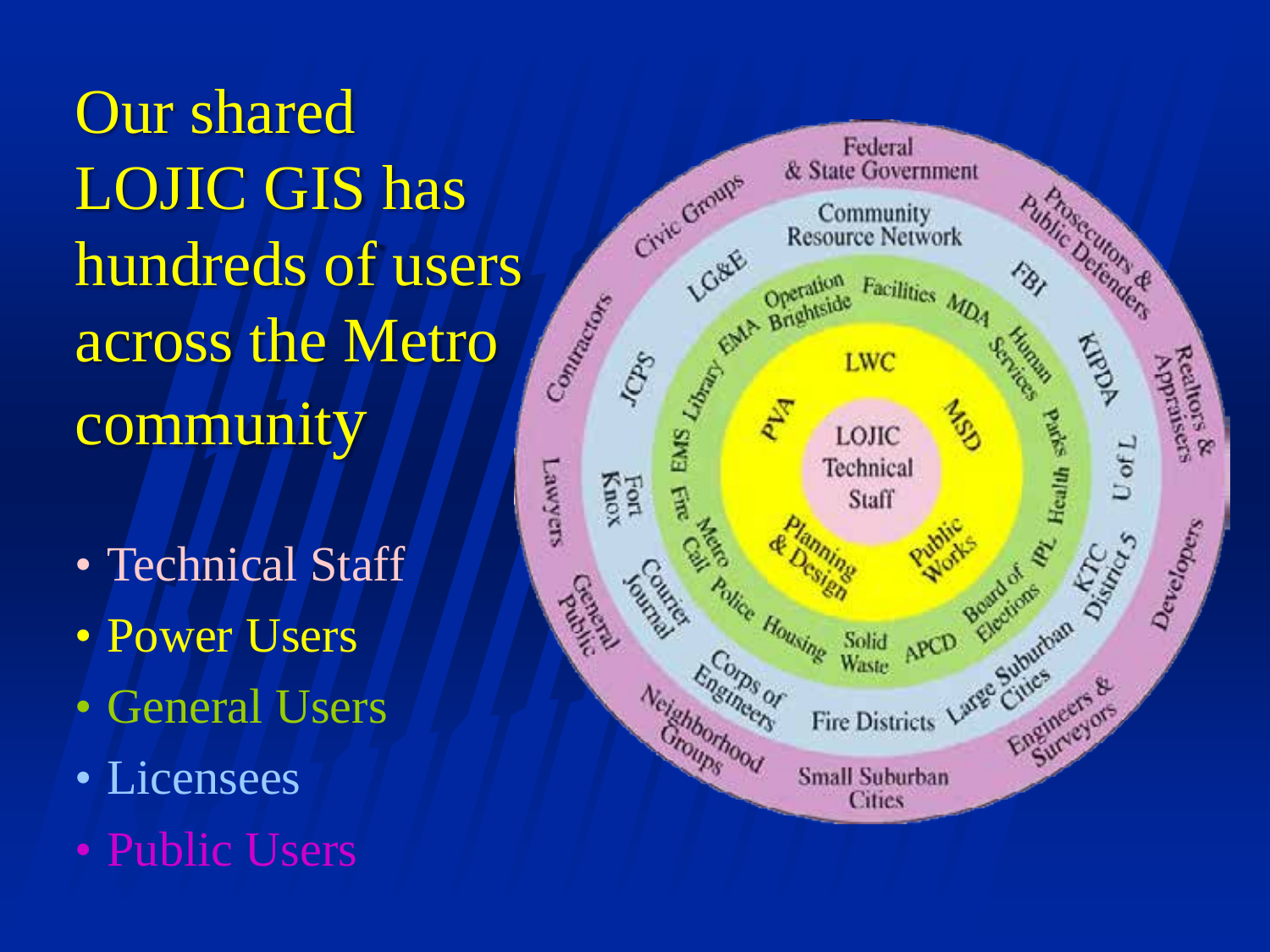# Our shared LOJIC GIS has hundreds of users across the Metro community

- Technical Staff
- Power Users
- General Users
- Licensees
- Public Users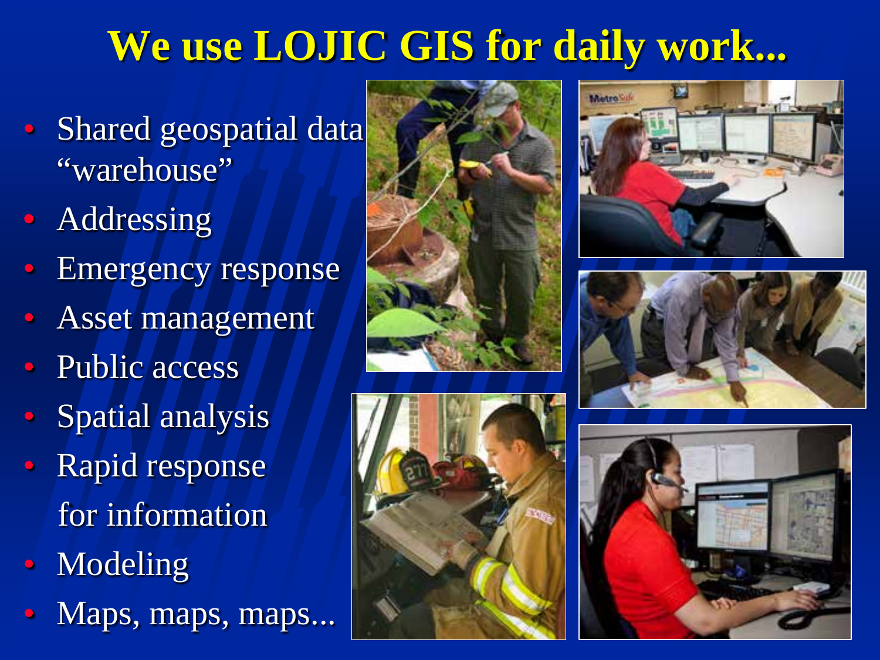# We use LOJIC GIS for daily work...

- Shared geospatial data "warehouse"
- Addressing
- Emergency response
- Asset management
- Public access
- Spatial analysis
- Rapid response for information
- Modeling
- Maps, maps, maps...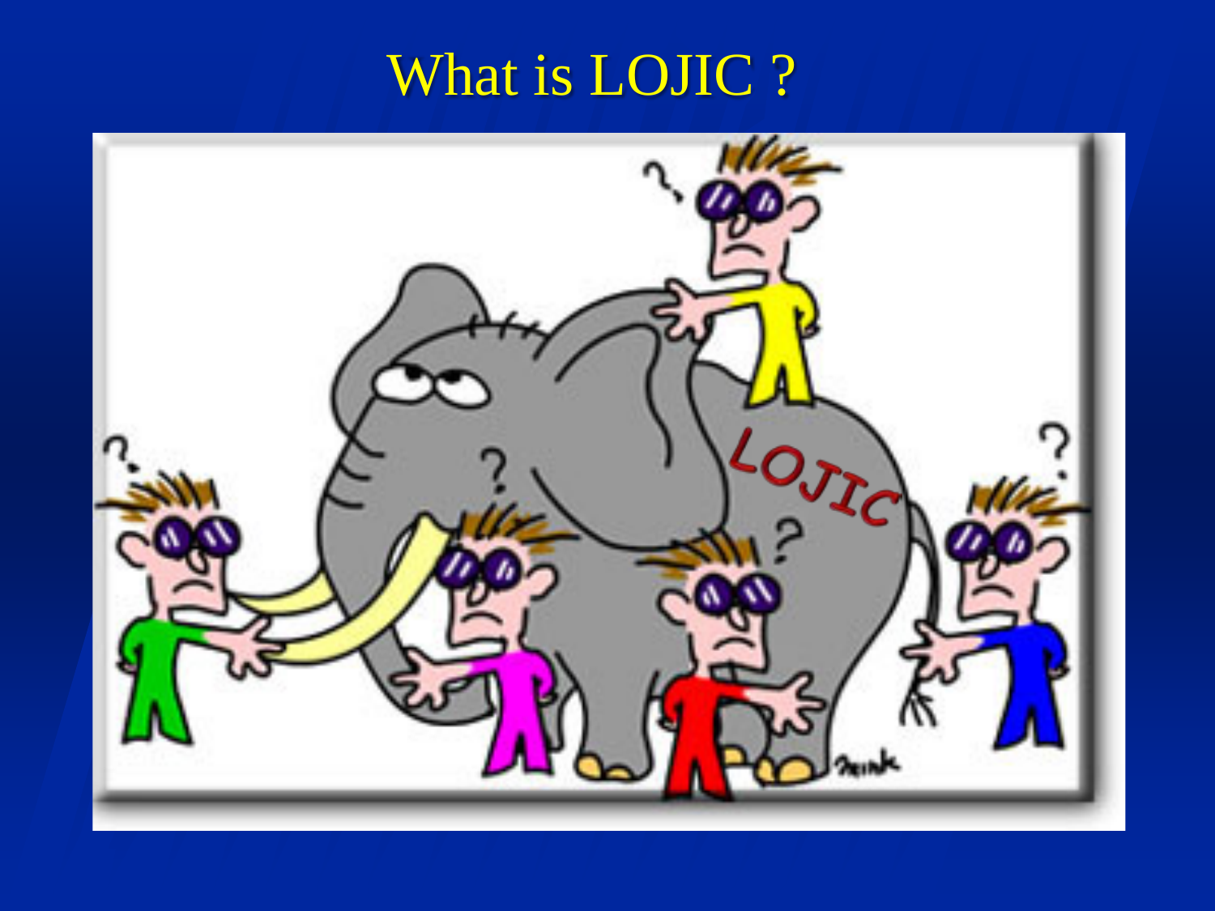# What is LOJIC ?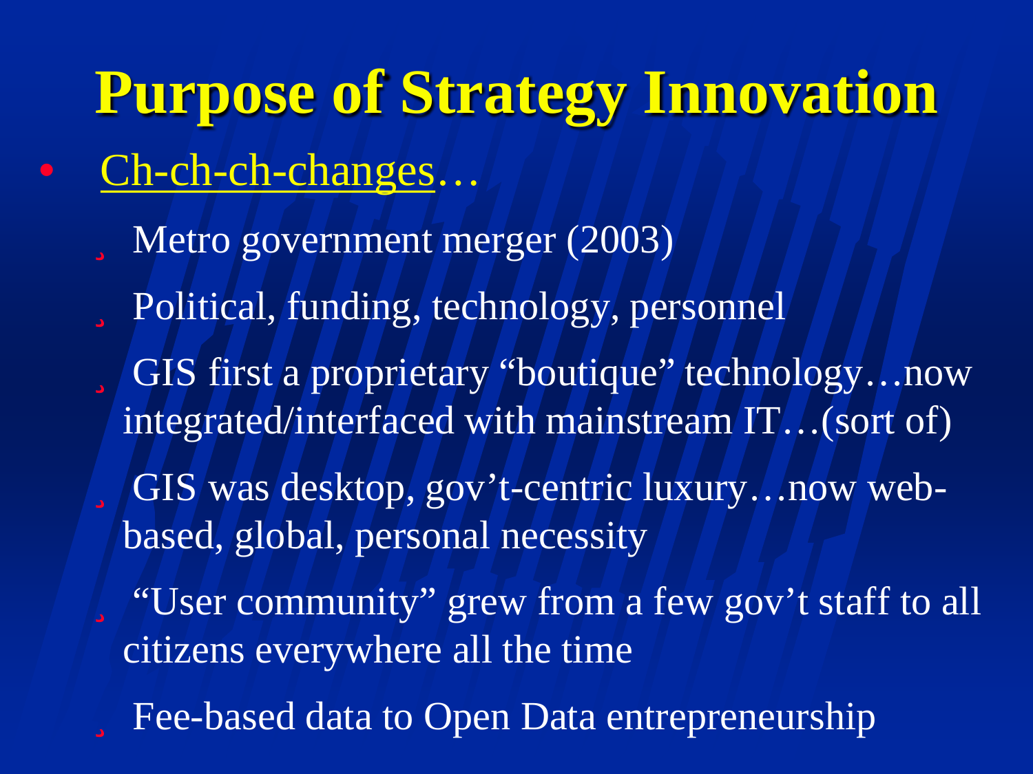# Purpose of Strategy Innovation

- Ch-ch-ch-changes…
  - Metro government merger (2003)
  - Political, funding, technology, personnel
  - GIS first a proprietary “boutique” technology…now integrated/interfaced with mainstream IT…(sort of)
  - GIS was desktop, gov’t-centric luxury…now web-based, global, personal necessity
  - “User community” grew from a few gov’t staff to all citizens everywhere all the time
  - Fee-based data to Open Data entrepreneurship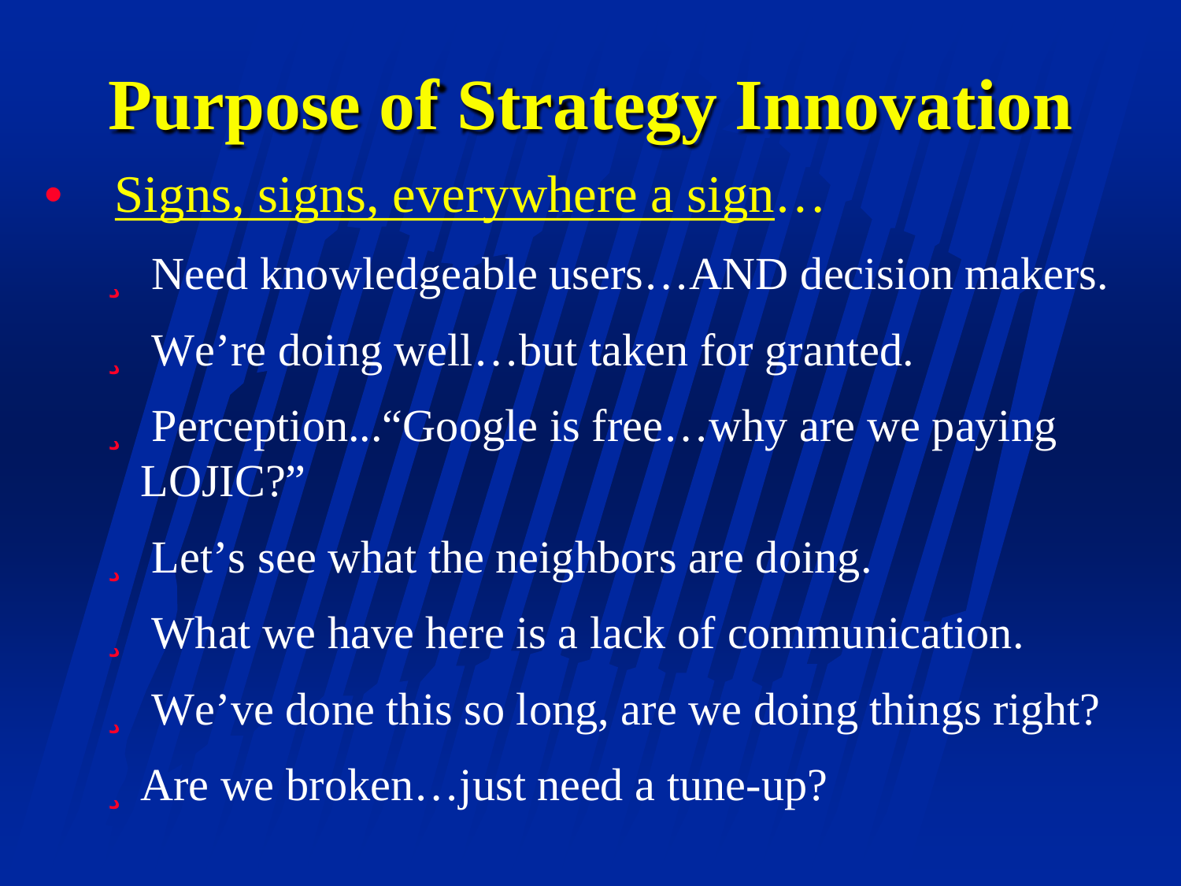# Purpose of Strategy Innovation

- Signs, signs, everywhere a sign…
  - Need knowledgeable users…AND decision makers.
  - We're doing well…but taken for granted.
  - Perception..."Google is free…why are we paying LOJIC?"
  - Let's see what the neighbors are doing.
  - What we have here is a lack of communication.
  - We've done this so long, are we doing things right?
  - Are we broken…just need a tune-up?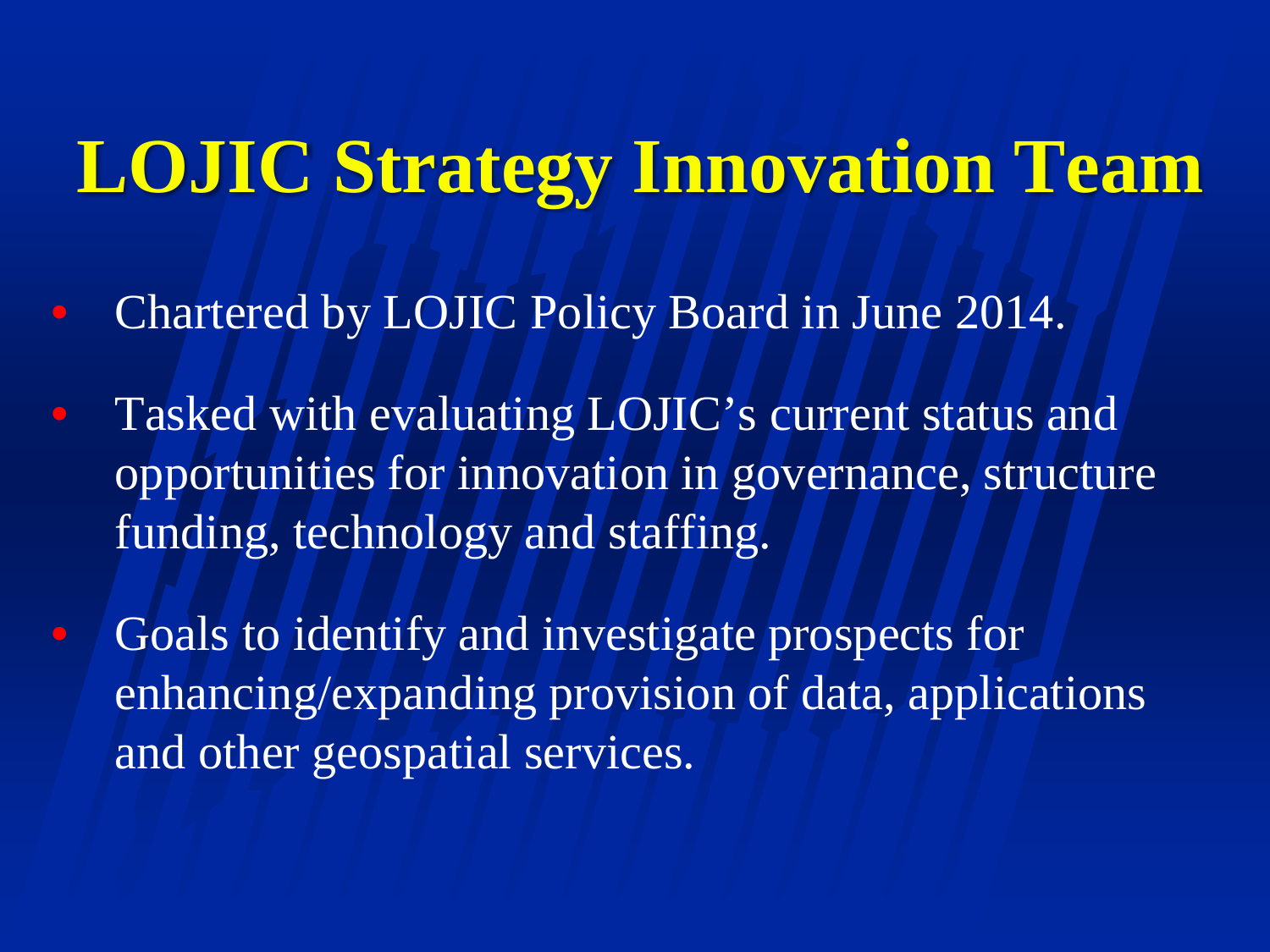# LOJIC Strategy Innovation Team

- Chartered by LOJIC Policy Board in June 2014.
- Tasked with evaluating LOJIC's current status and opportunities for innovation in governance, structure funding, technology and staffing.
- Goals to identify and investigate prospects for enhancing/expanding provision of data, applications and other geospatial services.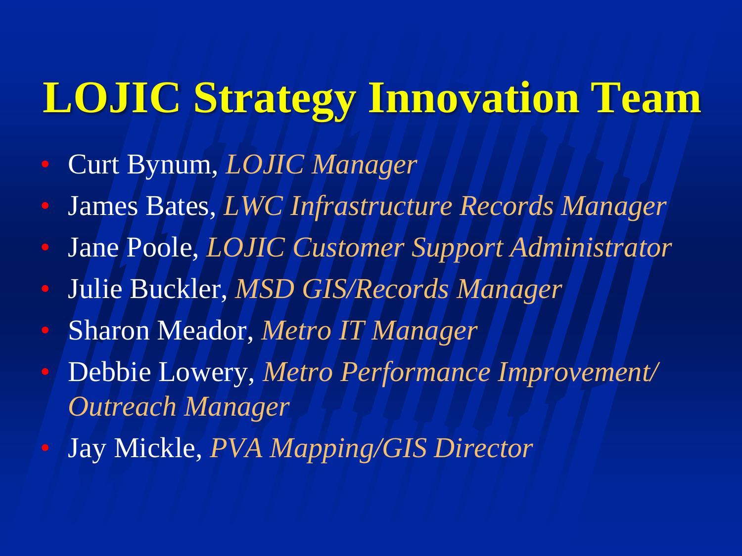# LOJIC Strategy Innovation Team

- Curt Bynum, *LOJIC Manager*
- James Bates, *LWC Infrastructure Records Manager*
- Jane Poole, *LOJIC Customer Support Administrator*
- Julie Buckler, *MSD GIS/Records Manager*
- Sharon Meador, *Metro IT Manager*
- Debbie Lowery, *Metro Performance Improvement/ Outreach Manager*
- Jay Mickle, *PVA Mapping/GIS Director*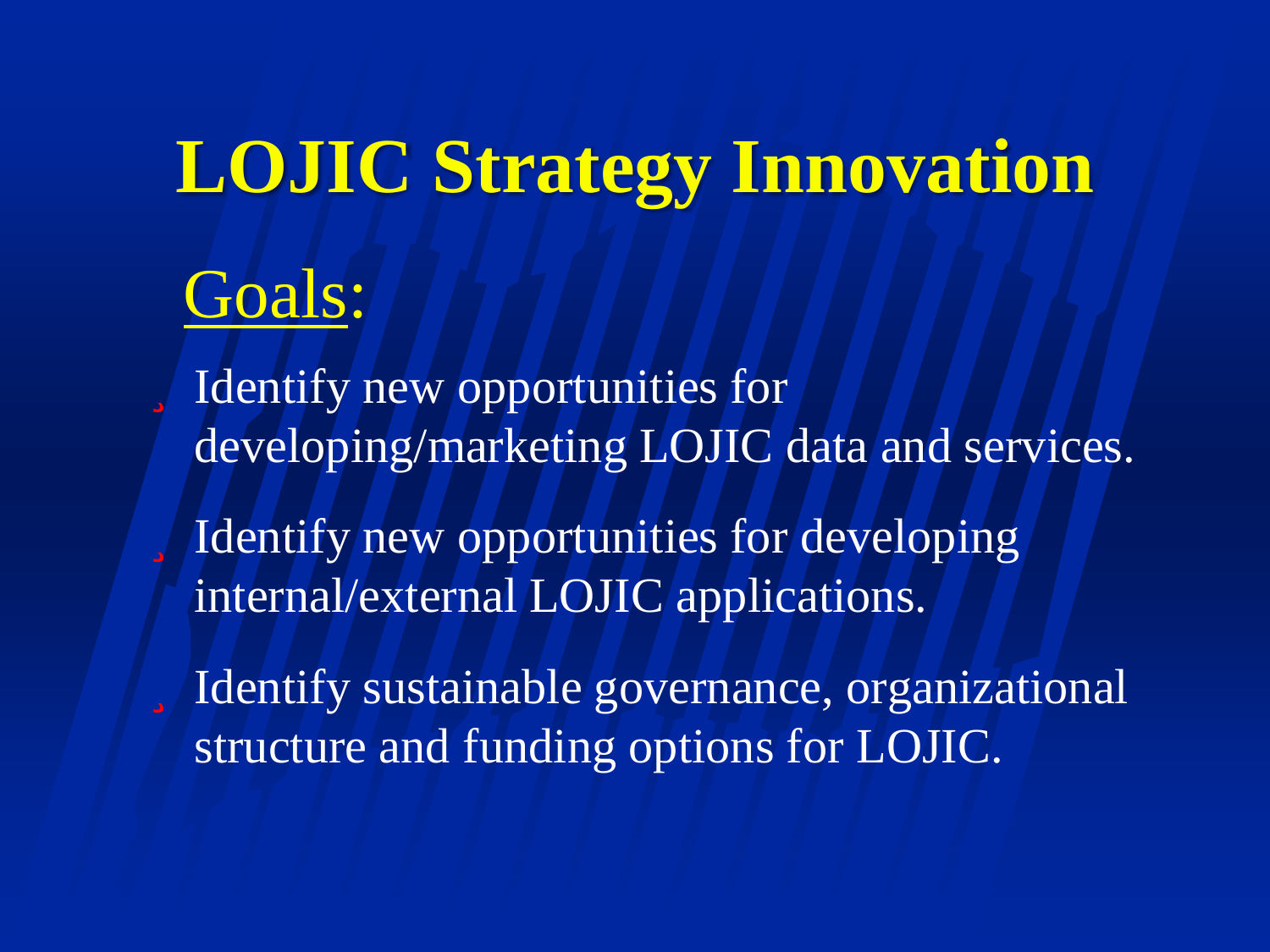# LOJIC Strategy Innovation

## Goals:

- Identify new opportunities for developing/marketing LOJIC data and services.
- Identify new opportunities for developing internal/external LOJIC applications.
- Identify sustainable governance, organizational structure and funding options for LOJIC.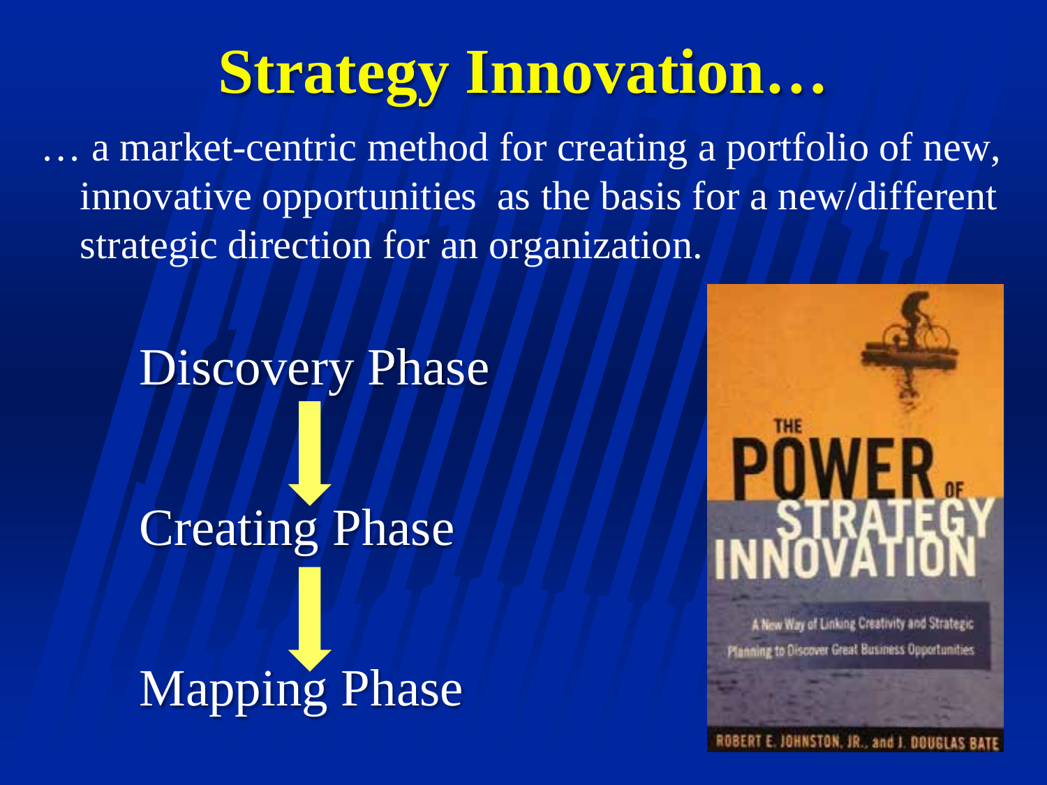# Strategy Innovation…

… a market-centric method for creating a portfolio of new, innovative opportunities as the basis for a new/different strategic direction for an organization.

Discovery Phase

↓

Creating Phase

↓

Mapping Phase

THE POWER OF STRATEGY INNOVATION

A New Way of Linking Creativity and Strategic Planning to Discover Great Business Opportunities

ROBERT E. JOHNSTON, JR., and J. DOUGLAS BATE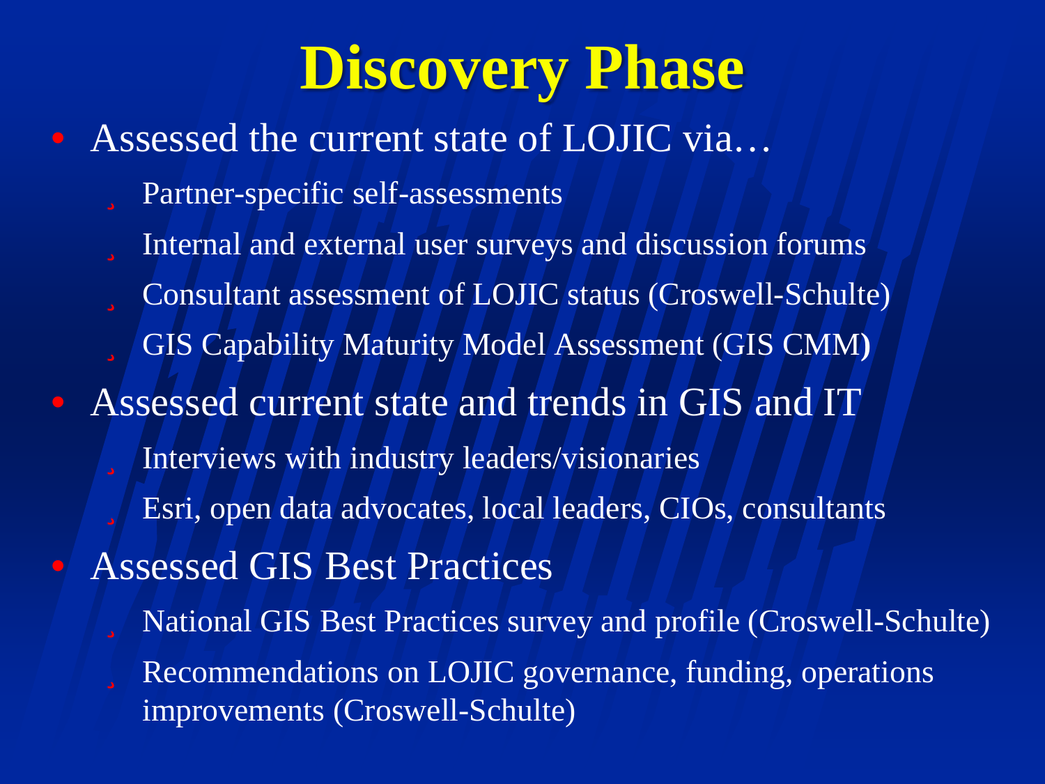# Discovery Phase

- Assessed the current state of LOJIC via…
  - Partner-specific self-assessments
  - Internal and external user surveys and discussion forums
  - Consultant assessment of LOJIC status (Croswell-Schulte)
  - GIS Capability Maturity Model Assessment (GIS CMM)
- Assessed current state and trends in GIS and IT
  - Interviews with industry leaders/visionaries
  - Esri, open data advocates, local leaders, CIOs, consultants
- Assessed GIS Best Practices
  - National GIS Best Practices survey and profile (Croswell-Schulte)
  - Recommendations on LOJIC governance, funding, operations improvements (Croswell-Schulte)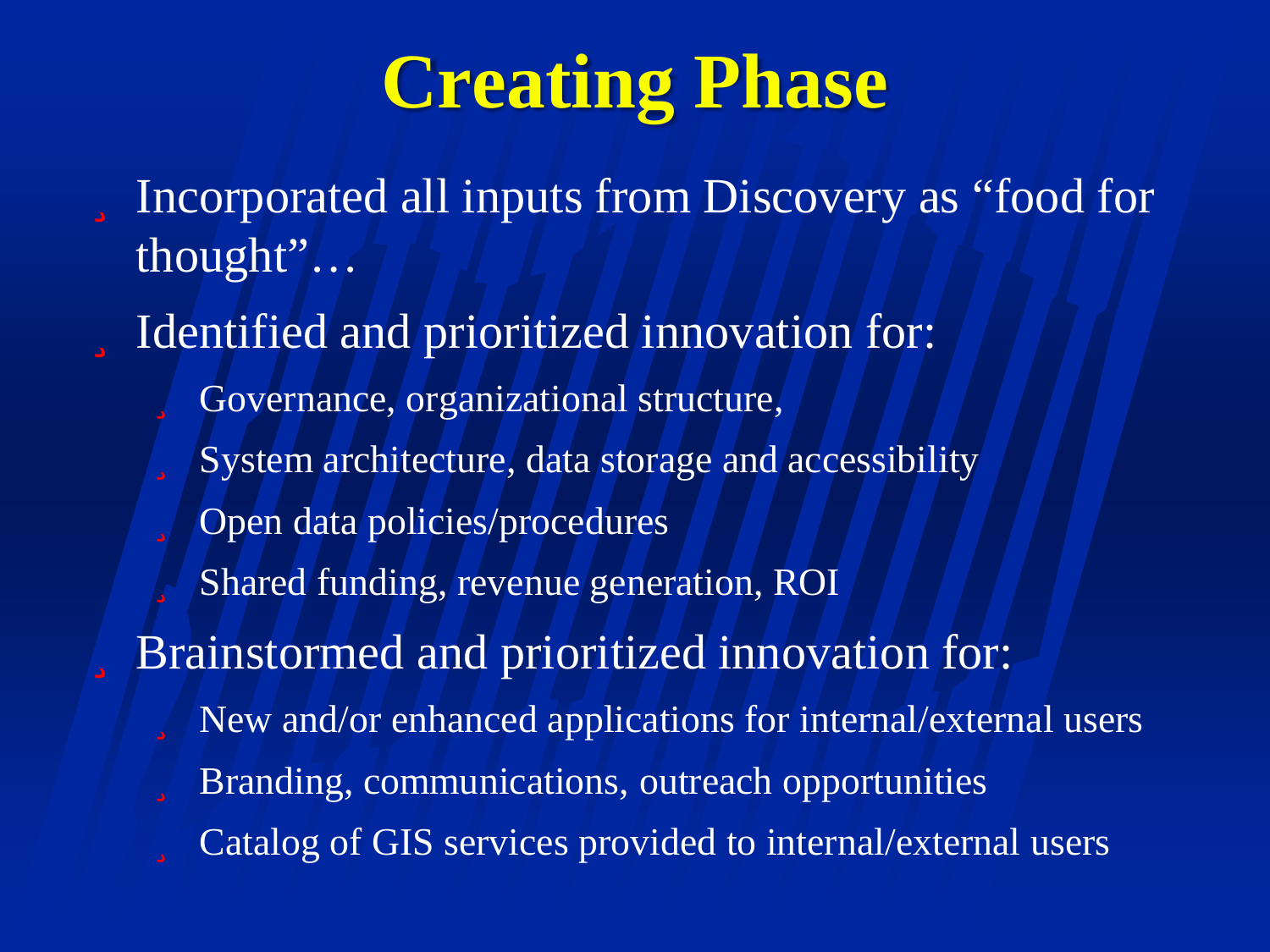# Creating Phase

- Incorporated all inputs from Discovery as "food for thought"…
- Identified and prioritized innovation for:
  - Governance, organizational structure,
  - System architecture, data storage and accessibility
  - Open data policies/procedures
  - Shared funding, revenue generation, ROI
- Brainstormed and prioritized innovation for:
  - New and/or enhanced applications for internal/external users
  - Branding, communications, outreach opportunities
  - Catalog of GIS services provided to internal/external users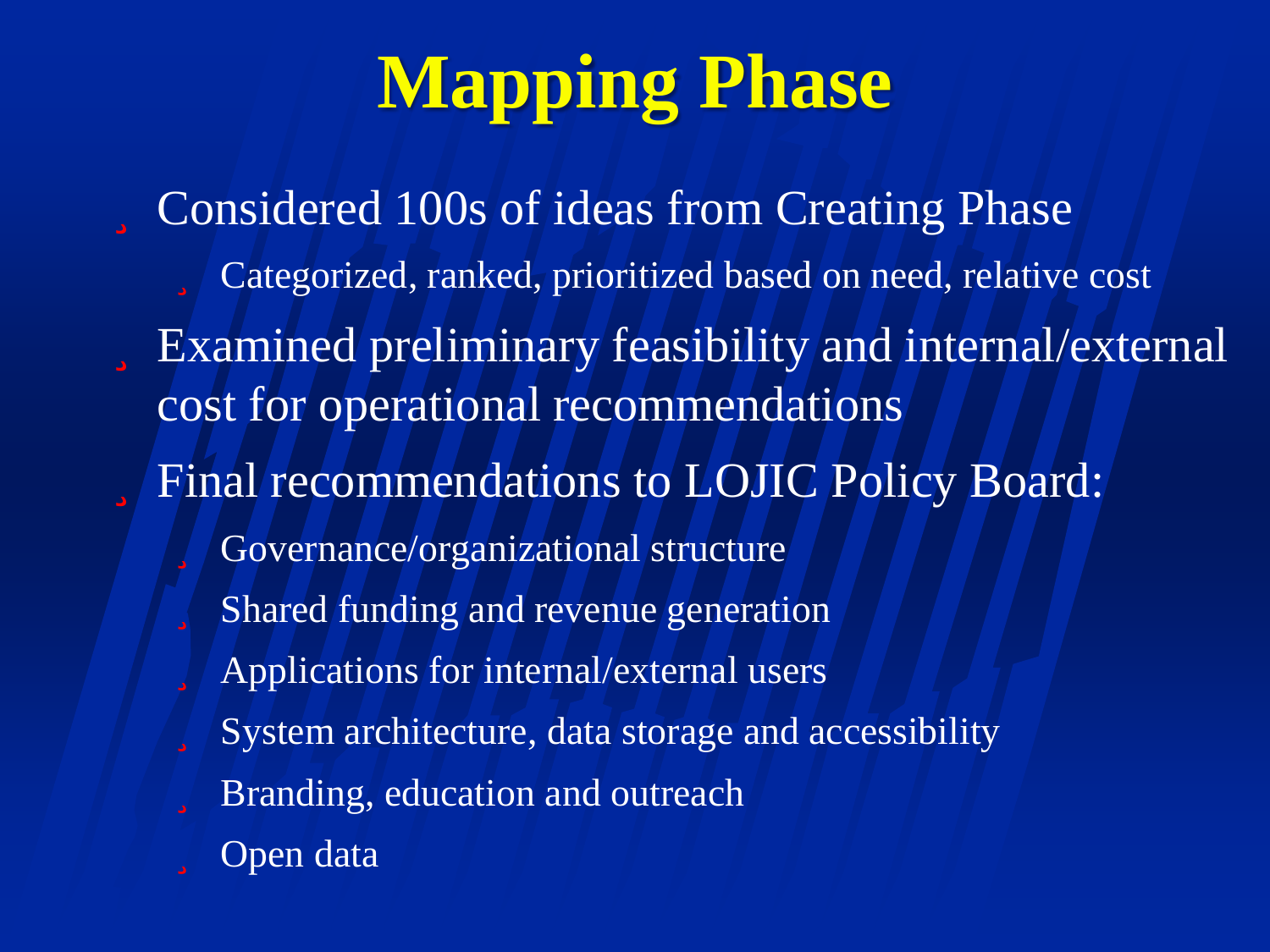# Mapping Phase

- Considered 100s of ideas from Creating Phase
  - Categorized, ranked, prioritized based on need, relative cost
- Examined preliminary feasibility and internal/external cost for operational recommendations
- Final recommendations to LOJIC Policy Board:
  - Governance/organizational structure
  - Shared funding and revenue generation
  - Applications for internal/external users
  - System architecture, data storage and accessibility
  - Branding, education and outreach
  - Open data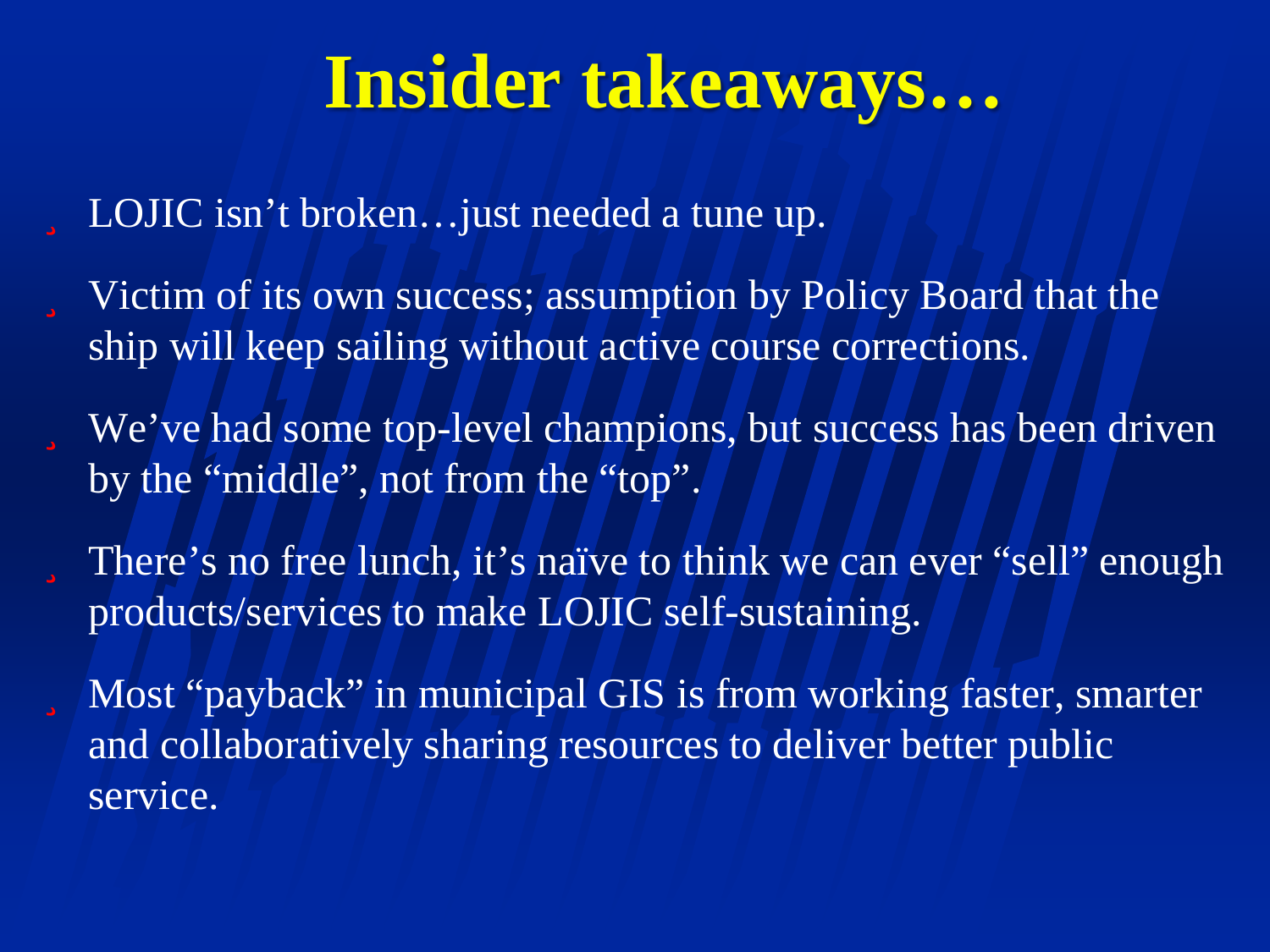# Insider takeaways…

- LOJIC isn’t broken…just needed a tune up.
- Victim of its own success; assumption by Policy Board that the ship will keep sailing without active course corrections.
- We’ve had some top-level champions, but success has been driven by the “middle”, not from the “top”.
- There’s no free lunch, it’s naïve to think we can ever “sell” enough products/services to make LOJIC self-sustaining.
- Most “payback” in municipal GIS is from working faster, smarter and collaboratively sharing resources to deliver better public service.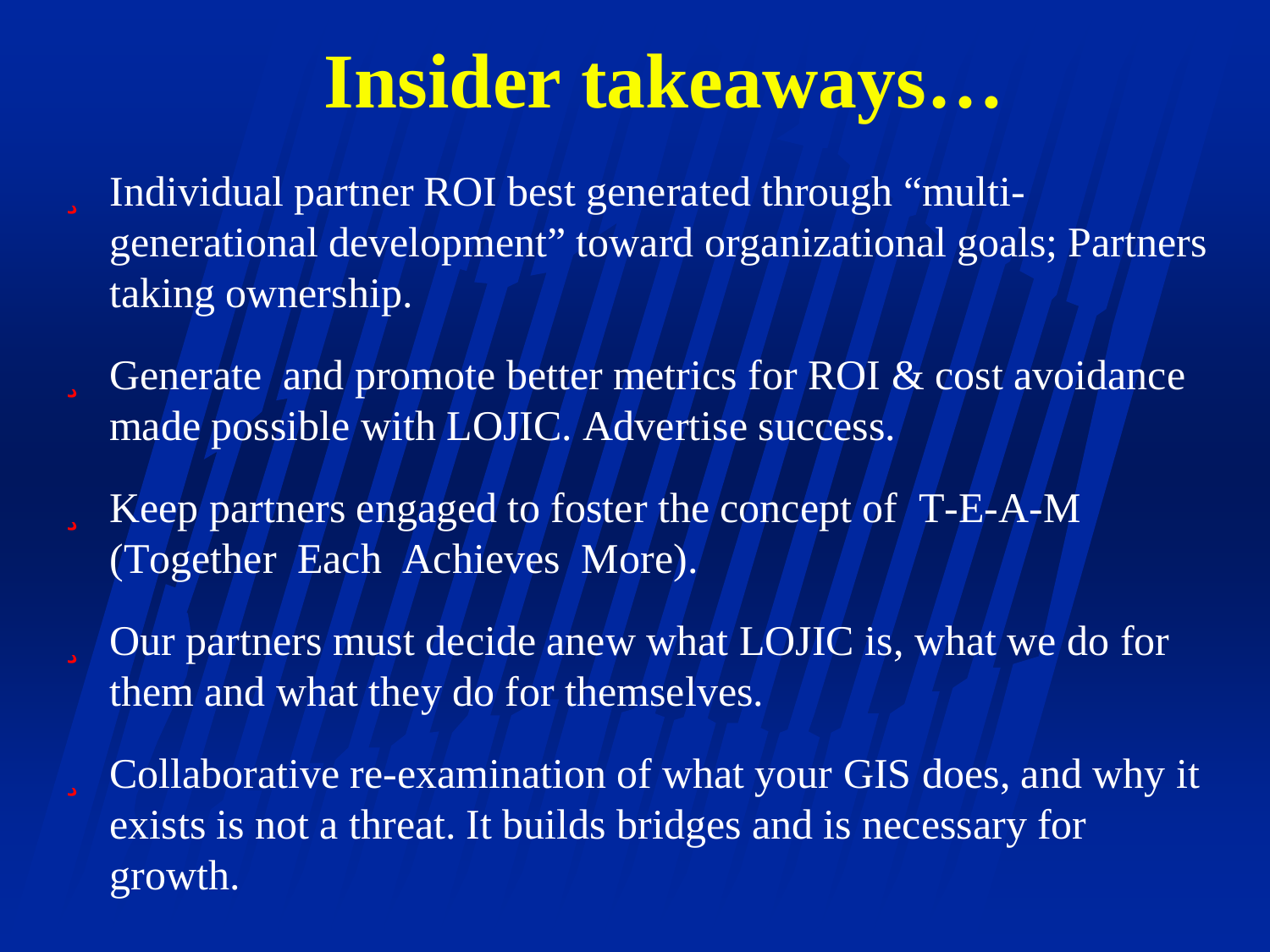# Insider takeaways…

- Individual partner ROI best generated through "multi-generational development" toward organizational goals; Partners taking ownership.
- Generate  and promote better metrics for ROI & cost avoidance made possible with LOJIC. Advertise success.
- Keep partners engaged to foster the concept of  T-E-A-M (Together  Each  Achieves  More).
- Our partners must decide anew what LOJIC is, what we do for them and what they do for themselves.
- Collaborative re-examination of what your GIS does, and why it exists is not a threat. It builds bridges and is necessary for growth.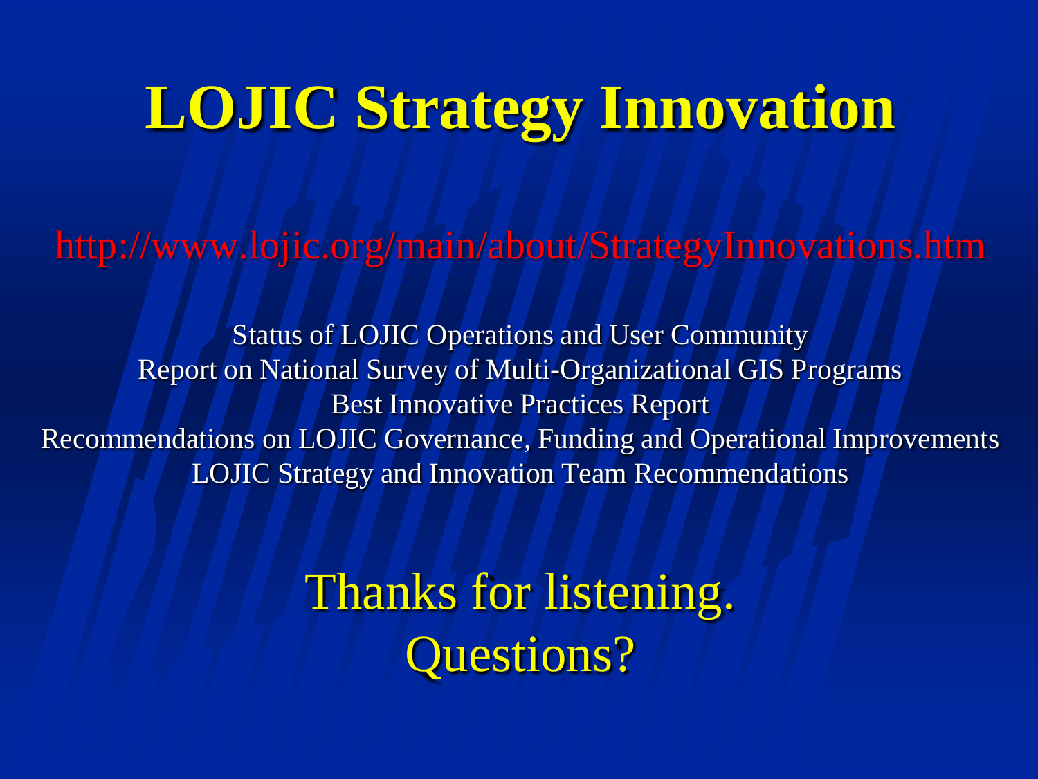# LOJIC Strategy Innovation

http://www.lojic.org/main/about/StrategyInnovations.htm

Status of LOJIC Operations and User Community
Report on National Survey of Multi-Organizational GIS Programs
Best Innovative Practices Report
Recommendations on LOJIC Governance, Funding and Operational Improvements
LOJIC Strategy and Innovation Team Recommendations

Thanks for listening.
Questions?